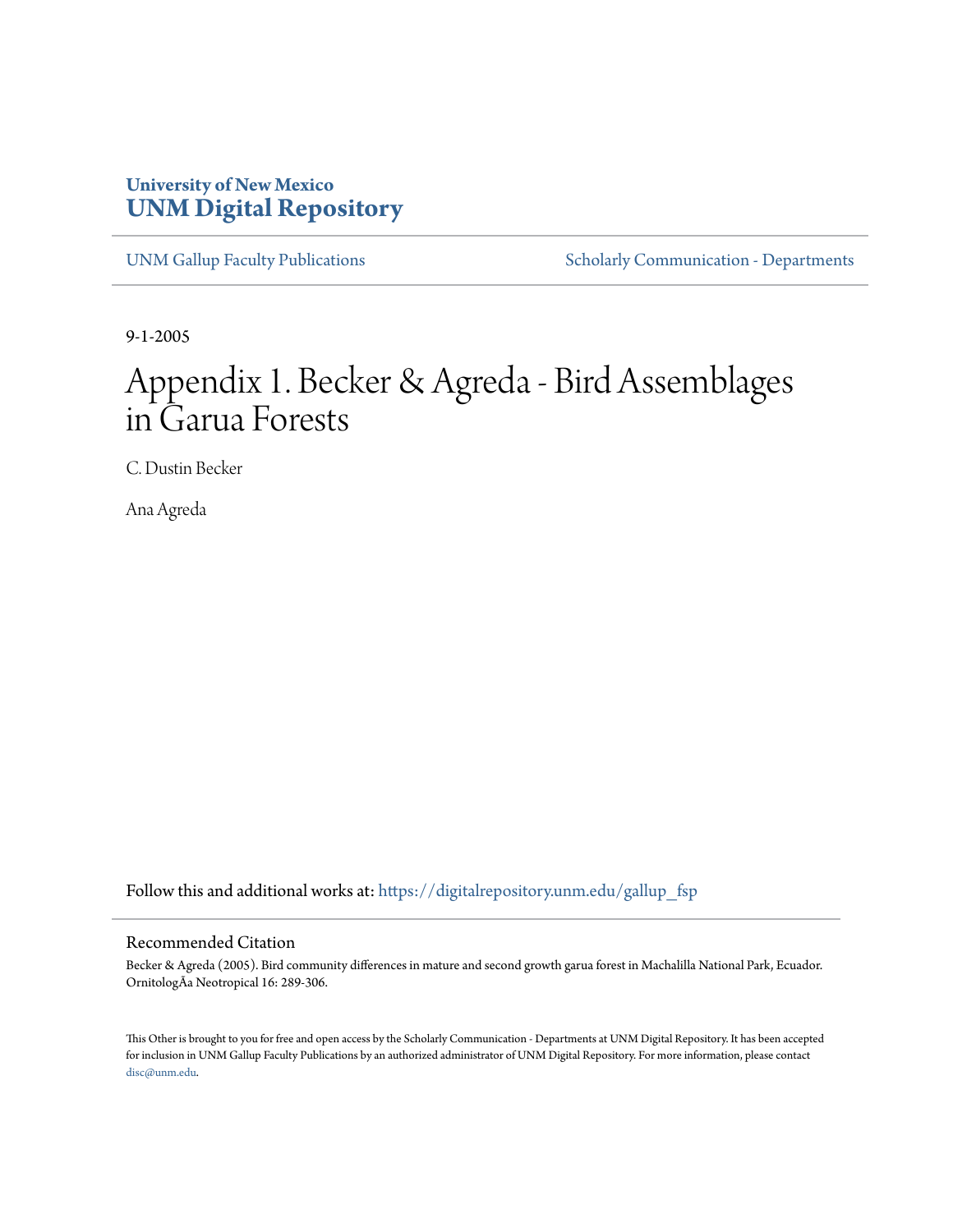University of New Mexico
**UNM Digital Repository**

UNM Gallup Faculty Publications | Scholarly Communication - Departments

9-1-2005

# Appendix 1. Becker & Agreda - Bird Assemblages in Garua Forests

C. Dustin Becker

Ana Agreda

Follow this and additional works at: https://digitalrepository.unm.edu/gallup_fsp

## Recommended Citation

Becker & Agreda (2005). Bird community differences in mature and second growth garua forest in Machalilla National Park, Ecuador. OrnitologÃa Neotropical 16: 289-306.

This Other is brought to you for free and open access by the Scholarly Communication - Departments at UNM Digital Repository. It has been accepted for inclusion in UNM Gallup Faculty Publications by an authorized administrator of UNM Digital Repository. For more information, please contact disc@unm.edu.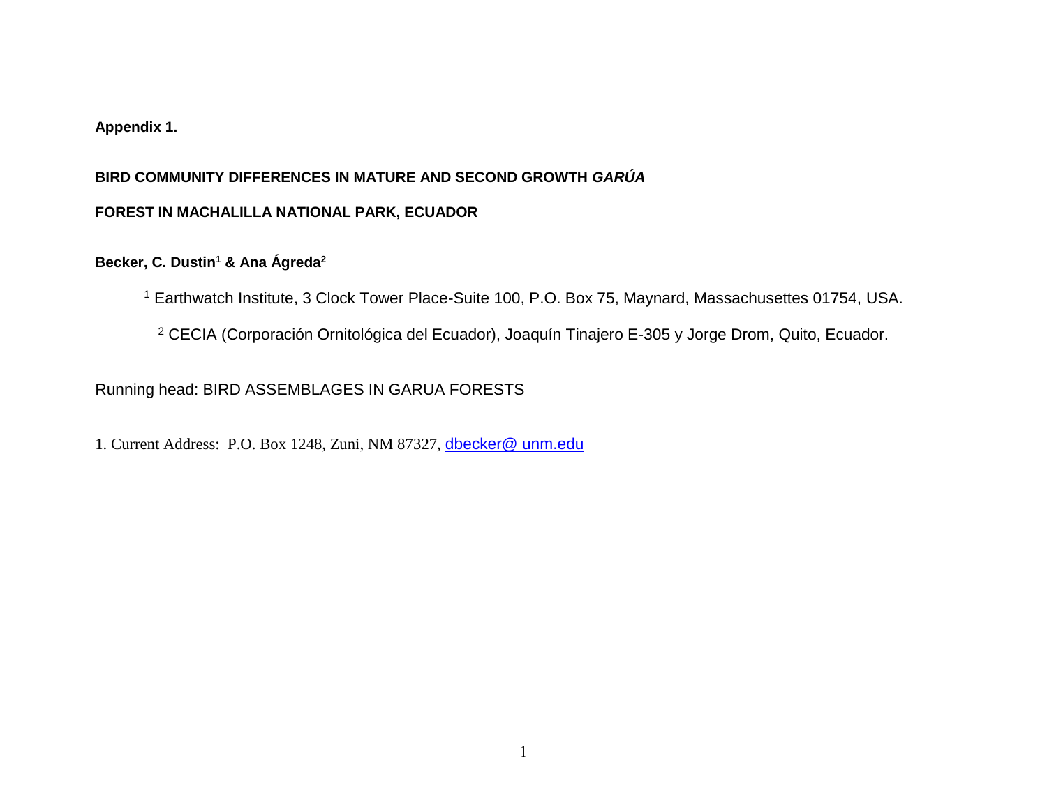**Appendix 1.**

## BIRD COMMUNITY DIFFERENCES IN MATURE AND SECOND GROWTH *GARÚA* FOREST IN MACHALILLA NATIONAL PARK, ECUADOR

**Becker, C. Dustin[1] & Ana Ágreda[2]**

[1] Earthwatch Institute, 3 Clock Tower Place-Suite 100, P.O. Box 75, Maynard, Massachusettes 01754, USA.

[2] CECIA (Corporación Ornitológica del Ecuador), Joaquín Tinajero E-305 y Jorge Drom, Quito, Ecuador.

Running head: BIRD ASSEMBLAGES IN GARUA FORESTS

1. Current Address: P.O. Box 1248, Zuni, NM 87327, dbecker@ unm.edu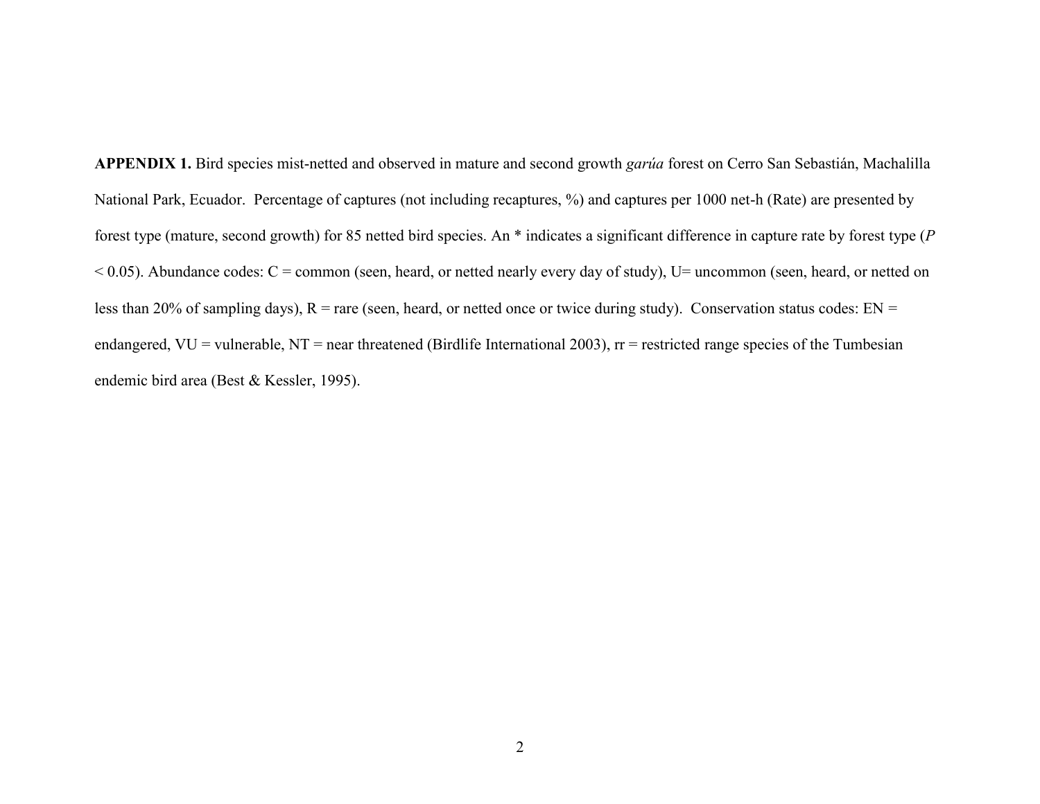**APPENDIX 1.** Bird species mist-netted and observed in mature and second growth *garúa* forest on Cerro San Sebastián, Machalilla National Park, Ecuador. Percentage of captures (not including recaptures, %) and captures per 1000 net-h (Rate) are presented by forest type (mature, second growth) for 85 netted bird species. An * indicates a significant difference in capture rate by forest type (*P* < 0.05). Abundance codes: C = common (seen, heard, or netted nearly every day of study), U= uncommon (seen, heard, or netted on less than 20% of sampling days), R = rare (seen, heard, or netted once or twice during study). Conservation status codes: EN = endangered, VU = vulnerable, NT = near threatened (Birdlife International 2003), rr = restricted range species of the Tumbesian endemic bird area (Best & Kessler, 1995).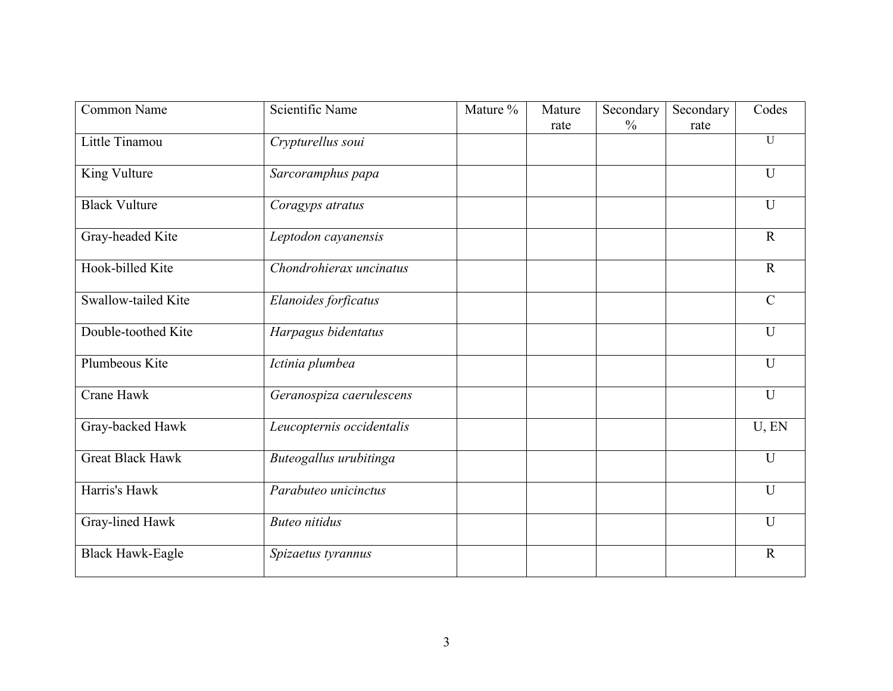| Common Name | Scientific Name | Mature % | Mature rate | Secondary % | Secondary rate | Codes |
| --- | --- | --- | --- | --- | --- | --- |
| Little Tinamou | *Crypturellus soui* | | | | | U |
| King Vulture | *Sarcoramphus papa* | | | | | U |
| Black Vulture | *Coragyps atratus* | | | | | U |
| Gray-headed Kite | *Leptodon cayanensis* | | | | | R |
| Hook-billed Kite | *Chondrohierax uncinatus* | | | | | R |
| Swallow-tailed Kite | *Elanoides forficatus* | | | | | C |
| Double-toothed Kite | *Harpagus bidentatus* | | | | | U |
| Plumbeous Kite | *Ictinia plumbea* | | | | | U |
| Crane Hawk | *Geranospiza caerulescens* | | | | | U |
| Gray-backed Hawk | *Leucopternis occidentalis* | | | | | U, EN |
| Great Black Hawk | *Buteogallus urubitinga* | | | | | U |
| Harris's Hawk | *Parabuteo unicinctus* | | | | | U |
| Gray-lined Hawk | *Buteo nitidus* | | | | | U |
| Black Hawk-Eagle | *Spizaetus tyrannus* | | | | | R |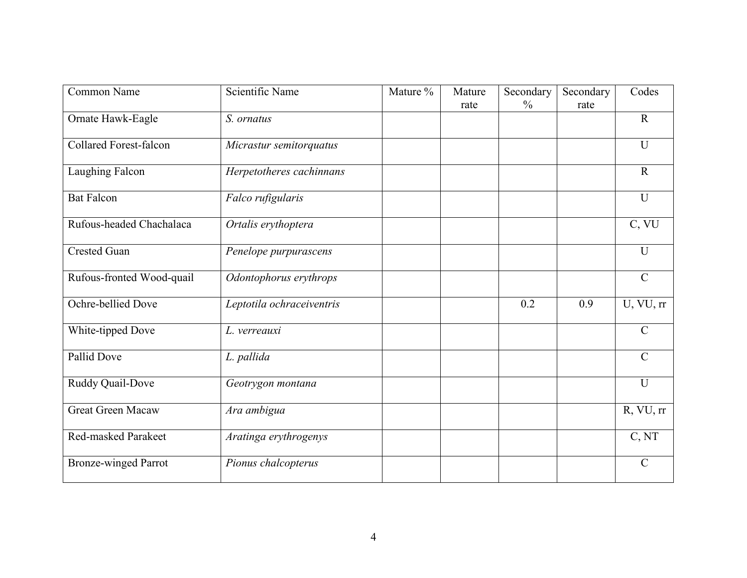| Common Name | Scientific Name | Mature % | Mature rate | Secondary % | Secondary rate | Codes |
|---|---|---|---|---|---|---|
| Ornate Hawk-Eagle | *S. ornatus* | | | | | R |
| Collared Forest-falcon | *Micrastur semitorquatus* | | | | | U |
| Laughing Falcon | *Herpetotheres cachinnans* | | | | | R |
| Bat Falcon | *Falco rufigularis* | | | | | U |
| Rufous-headed Chachalaca | *Ortalis erythoptera* | | | | | C, VU |
| Crested Guan | *Penelope purpurascens* | | | | | U |
| Rufous-fronted Wood-quail | *Odontophorus erythrops* | | | | | C |
| Ochre-bellied Dove | *Leptotila ochraceiventris* | | | 0.2 | 0.9 | U, VU, rr |
| White-tipped Dove | *L. verreauxi* | | | | | C |
| Pallid Dove | *L. pallida* | | | | | C |
| Ruddy Quail-Dove | *Geotrygon montana* | | | | | U |
| Great Green Macaw | *Ara ambigua* | | | | | R, VU, rr |
| Red-masked Parakeet | *Aratinga erythrogenys* | | | | | C, NT |
| Bronze-winged Parrot | *Pionus chalcopterus* | | | | | C |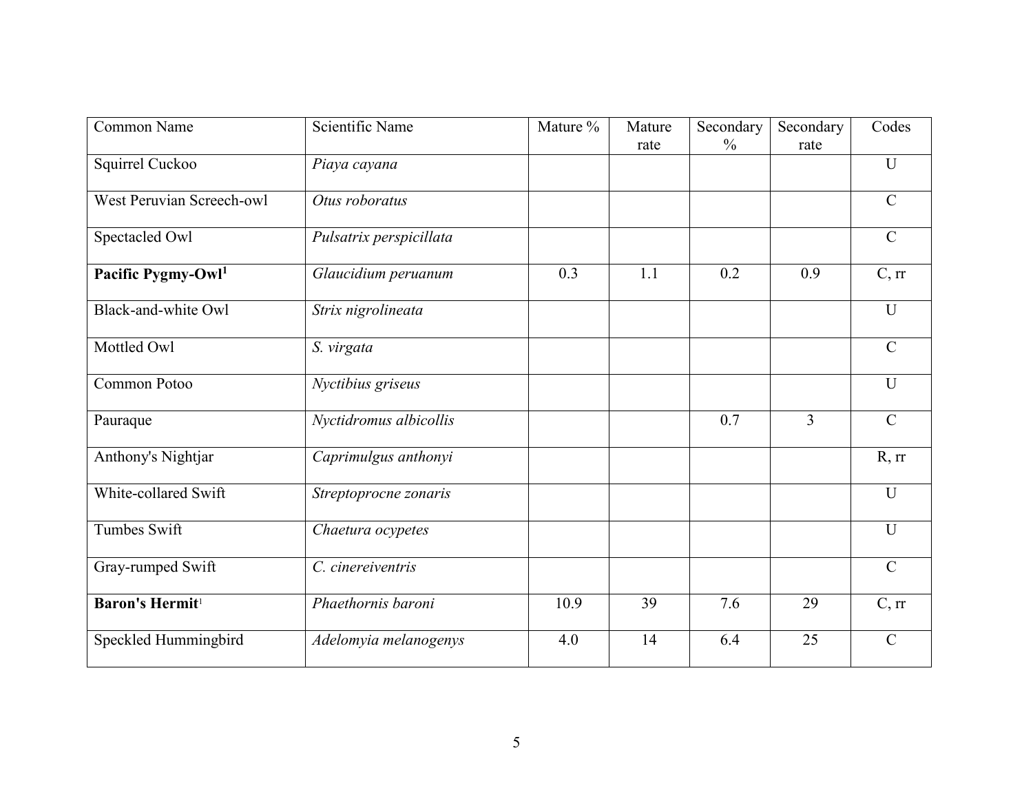| Common Name | Scientific Name | Mature % | Mature rate | Secondary % | Secondary rate | Codes |
|---|---|---|---|---|---|---|
| Squirrel Cuckoo | *Piaya cayana* | | | | | U |
| West Peruvian Screech-owl | *Otus roboratus* | | | | | C |
| Spectacled Owl | *Pulsatrix perspicillata* | | | | | C |
| **Pacific Pygmy-Owl**[1] | *Glaucidium peruanum* | 0.3 | 1.1 | 0.2 | 0.9 | C, rr |
| Black-and-white Owl | *Strix nigrolineata* | | | | | U |
| Mottled Owl | *S. virgata* | | | | | C |
| Common Potoo | *Nyctibius griseus* | | | | | U |
| Pauraque | *Nyctidromus albicollis* | | | 0.7 | 3 | C |
| Anthony's Nightjar | *Caprimulgus anthonyi* | | | | | R, rr |
| White-collared Swift | *Streptoprocne zonaris* | | | | | U |
| Tumbes Swift | *Chaetura ocypetes* | | | | | U |
| Gray-rumped Swift | *C. cinereiventris* | | | | | C |
| **Baron's Hermit**[1] | *Phaethornis baroni* | 10.9 | 39 | 7.6 | 29 | C, rr |
| Speckled Hummingbird | *Adelomyia melanogenys* | 4.0 | 14 | 6.4 | 25 | C |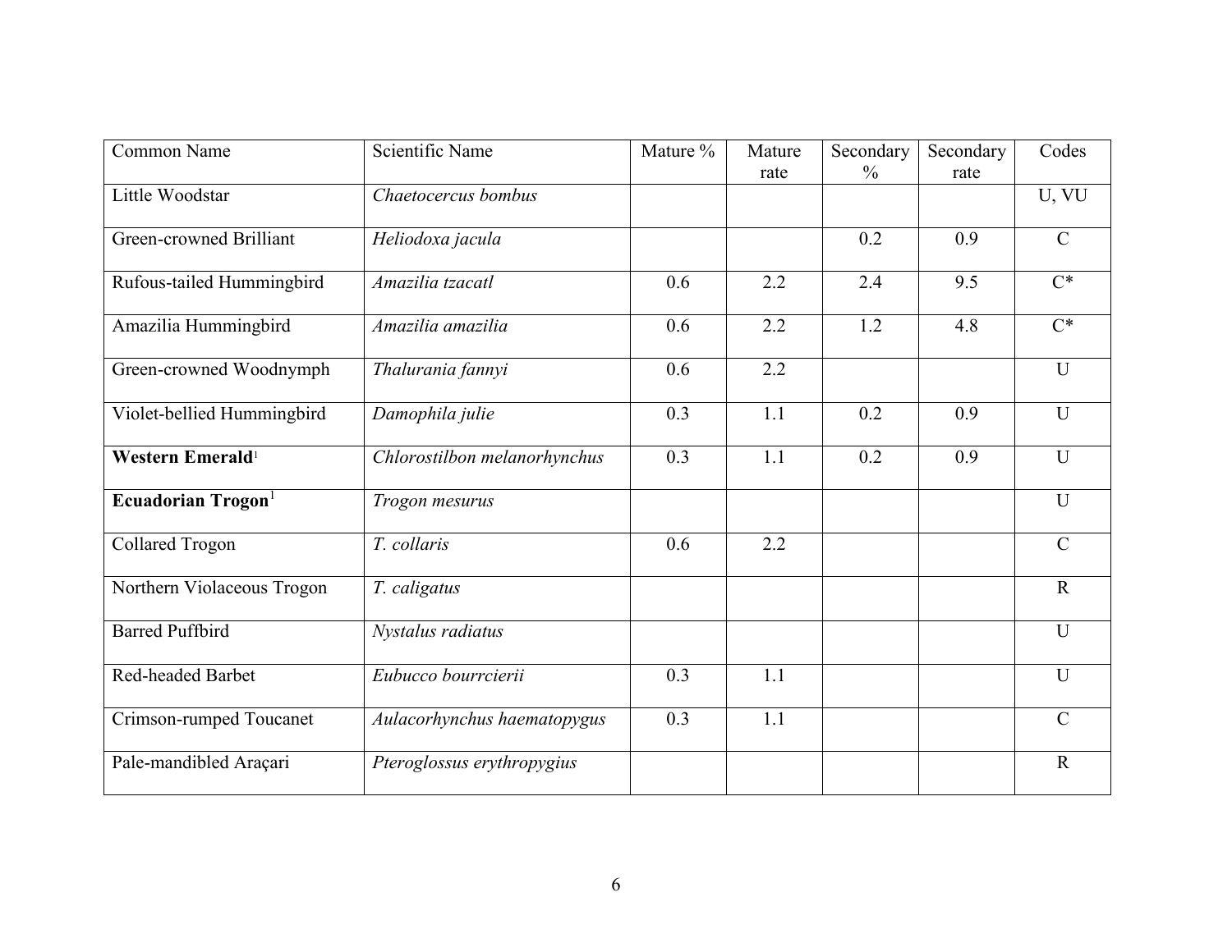| Common Name | Scientific Name | Mature % | Mature rate | Secondary % | Secondary rate | Codes |
|---|---|---|---|---|---|---|
| Little Woodstar | *Chaetocercus bombus* | | | | | U, VU |
| Green-crowned Brilliant | *Heliodoxa jacula* | | | 0.2 | 0.9 | C |
| Rufous-tailed Hummingbird | *Amazilia tzacatl* | 0.6 | 2.2 | 2.4 | 9.5 | C* |
| Amazilia Hummingbird | *Amazilia amazilia* | 0.6 | 2.2 | 1.2 | 4.8 | C* |
| Green-crowned Woodnymph | *Thalurania fannyi* | 0.6 | 2.2 | | | U |
| Violet-bellied Hummingbird | *Damophila julie* | 0.3 | 1.1 | 0.2 | 0.9 | U |
| **Western Emerald**[1] | *Chlorostilbon melanorhynchus* | 0.3 | 1.1 | 0.2 | 0.9 | U |
| **Ecuadorian Trogon**[1] | *Trogon mesurus* | | | | | U |
| Collared Trogon | *T. collaris* | 0.6 | 2.2 | | | C |
| Northern Violaceous Trogon | *T. caligatus* | | | | | R |
| Barred Puffbird | *Nystalus radiatus* | | | | | U |
| Red-headed Barbet | *Eubucco bourrcierii* | 0.3 | 1.1 | | | U |
| Crimson-rumped Toucanet | *Aulacorhynchus haematopygus* | 0.3 | 1.1 | | | C |
| Pale-mandibled Araçari | *Pteroglossus erythropygius* | | | | | R |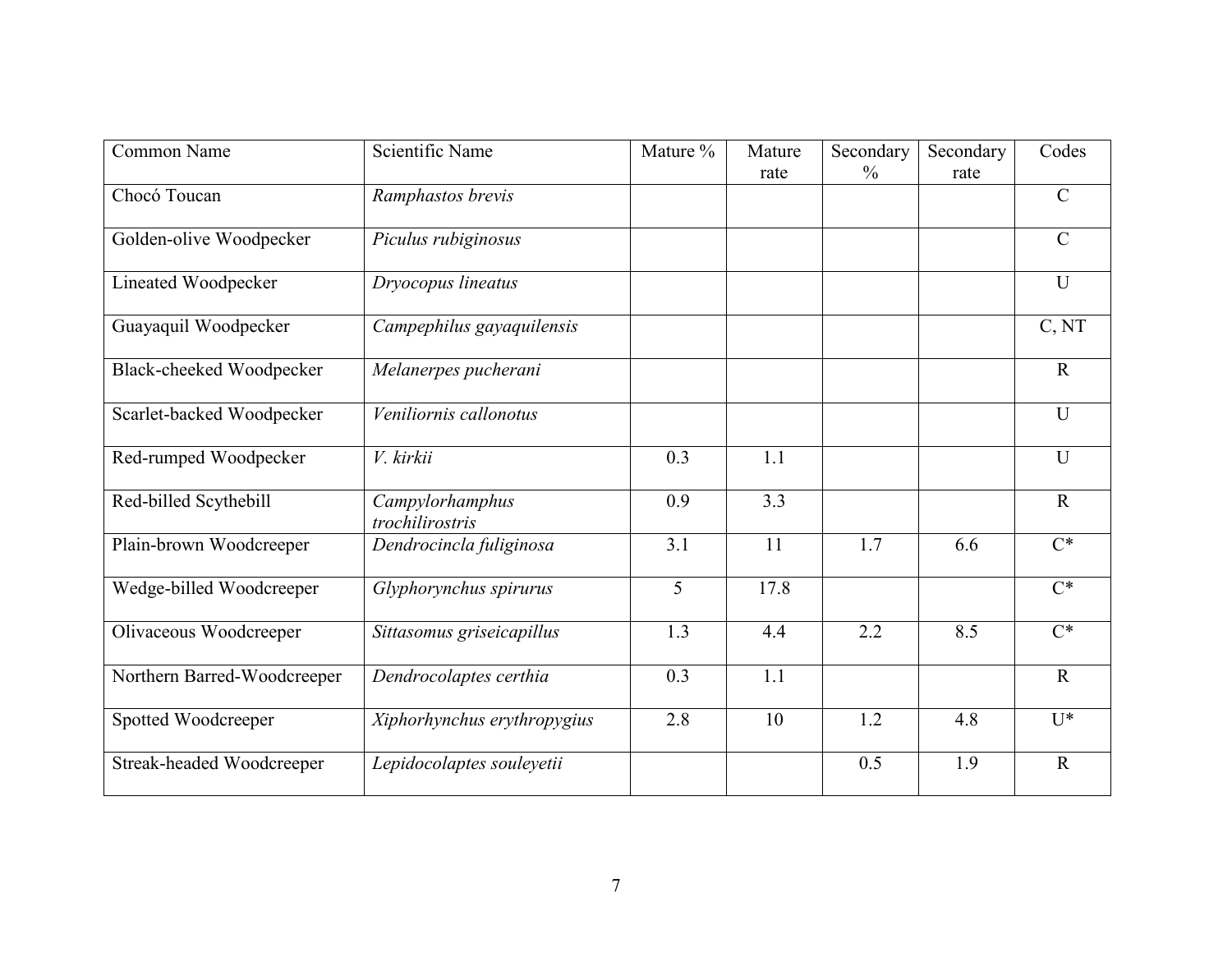| Common Name | Scientific Name | Mature % | Mature rate | Secondary % | Secondary rate | Codes |
|---|---|---|---|---|---|---|
| Chocó Toucan | *Ramphastos brevis* | | | | | C |
| Golden-olive Woodpecker | *Piculus rubiginosus* | | | | | C |
| Lineated Woodpecker | *Dryocopus lineatus* | | | | | U |
| Guayaquil Woodpecker | *Campephilus gayaquilensis* | | | | | C, NT |
| Black-cheeked Woodpecker | *Melanerpes pucherani* | | | | | R |
| Scarlet-backed Woodpecker | *Veniliornis callonotus* | | | | | U |
| Red-rumped Woodpecker | *V. kirkii* | 0.3 | 1.1 | | | U |
| Red-billed Scythebill | *Campylorhamphus trochilirostris* | 0.9 | 3.3 | | | R |
| Plain-brown Woodcreeper | *Dendrocincla fuliginosa* | 3.1 | 11 | 1.7 | 6.6 | C* |
| Wedge-billed Woodcreeper | *Glyphorynchus spirurus* | 5 | 17.8 | | | C* |
| Olivaceous Woodcreeper | *Sittasomus griseicapillus* | 1.3 | 4.4 | 2.2 | 8.5 | C* |
| Northern Barred-Woodcreeper | *Dendrocolaptes certhia* | 0.3 | 1.1 | | | R |
| Spotted Woodcreeper | *Xiphorhynchus erythropygius* | 2.8 | 10 | 1.2 | 4.8 | U* |
| Streak-headed Woodcreeper | *Lepidocolaptes souleyetii* | | | 0.5 | 1.9 | R |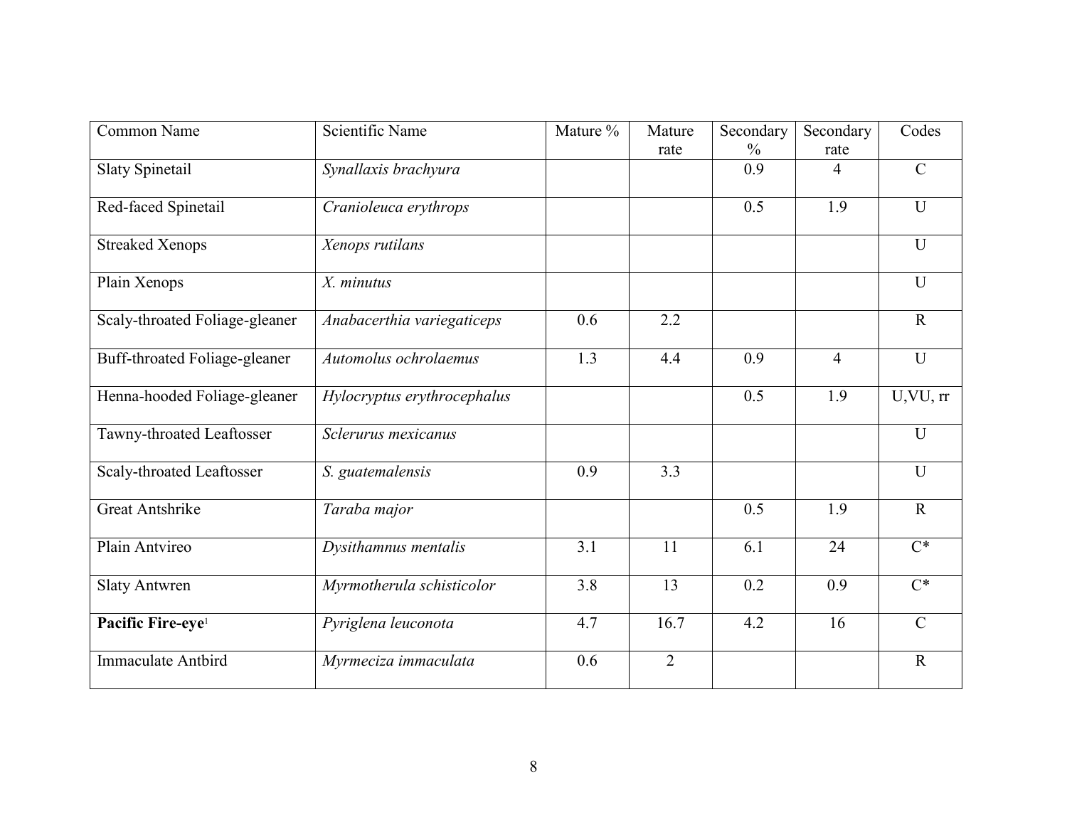| Common Name | Scientific Name | Mature % | Mature rate | Secondary % | Secondary rate | Codes |
|---|---|---|---|---|---|---|
| Slaty Spinetail | *Synallaxis brachyura* | | | 0.9 | 4 | C |
| Red-faced Spinetail | *Cranioleuca erythrops* | | | 0.5 | 1.9 | U |
| Streaked Xenops | *Xenops rutilans* | | | | | U |
| Plain Xenops | *X. minutus* | | | | | U |
| Scaly-throated Foliage-gleaner | *Anabacerthia variegaticeps* | 0.6 | 2.2 | | | R |
| Buff-throated Foliage-gleaner | *Automolus ochrolaemus* | 1.3 | 4.4 | 0.9 | 4 | U |
| Henna-hooded Foliage-gleaner | *Hylocryptus erythrocephalus* | | | 0.5 | 1.9 | U,VU, rr |
| Tawny-throated Leaftosser | *Sclerurus mexicanus* | | | | | U |
| Scaly-throated Leaftosser | *S. guatemalensis* | 0.9 | 3.3 | | | U |
| Great Antshrike | *Taraba major* | | | 0.5 | 1.9 | R |
| Plain Antvireo | *Dysithamnus mentalis* | 3.1 | 11 | 6.1 | 24 | C* |
| Slaty Antwren | *Myrmotherula schisticolor* | 3.8 | 13 | 0.2 | 0.9 | C* |
| **Pacific Fire-eye**[1] | *Pyriglena leuconota* | 4.7 | 16.7 | 4.2 | 16 | C |
| Immaculate Antbird | *Myrmeciza immaculata* | 0.6 | 2 | | | R |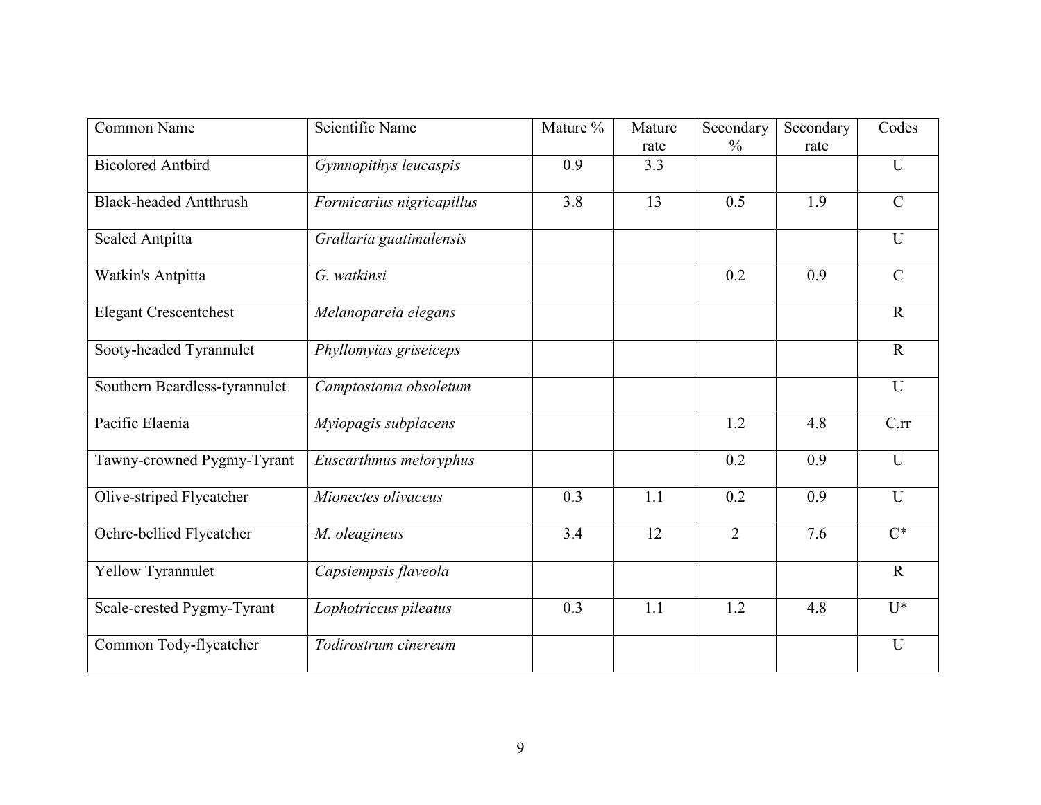| Common Name | Scientific Name | Mature % | Mature rate | Secondary % | Secondary rate | Codes |
|---|---|---|---|---|---|---|
| Bicolored Antbird | *Gymnopithys leucaspis* | 0.9 | 3.3 | | | U |
| Black-headed Antthrush | *Formicarius nigricapillus* | 3.8 | 13 | 0.5 | 1.9 | C |
| Scaled Antpitta | *Grallaria guatimalensis* | | | | | U |
| Watkin's Antpitta | *G. watkinsi* | | | 0.2 | 0.9 | C |
| Elegant Crescentchest | *Melanopareia elegans* | | | | | R |
| Sooty-headed Tyrannulet | *Phyllomyias griseiceps* | | | | | R |
| Southern Beardless-tyrannulet | *Camptostoma obsoletum* | | | | | U |
| Pacific Elaenia | *Myiopagis subplacens* | | | 1.2 | 4.8 | C,rr |
| Tawny-crowned Pygmy-Tyrant | *Euscarthmus meloryphus* | | | 0.2 | 0.9 | U |
| Olive-striped Flycatcher | *Mionectes olivaceus* | 0.3 | 1.1 | 0.2 | 0.9 | U |
| Ochre-bellied Flycatcher | *M. oleagineus* | 3.4 | 12 | 2 | 7.6 | C* |
| Yellow Tyrannulet | *Capsiempsis flaveola* | | | | | R |
| Scale-crested Pygmy-Tyrant | *Lophotriccus pileatus* | 0.3 | 1.1 | 1.2 | 4.8 | U* |
| Common Tody-flycatcher | *Todirostrum cinereum* | | | | | U |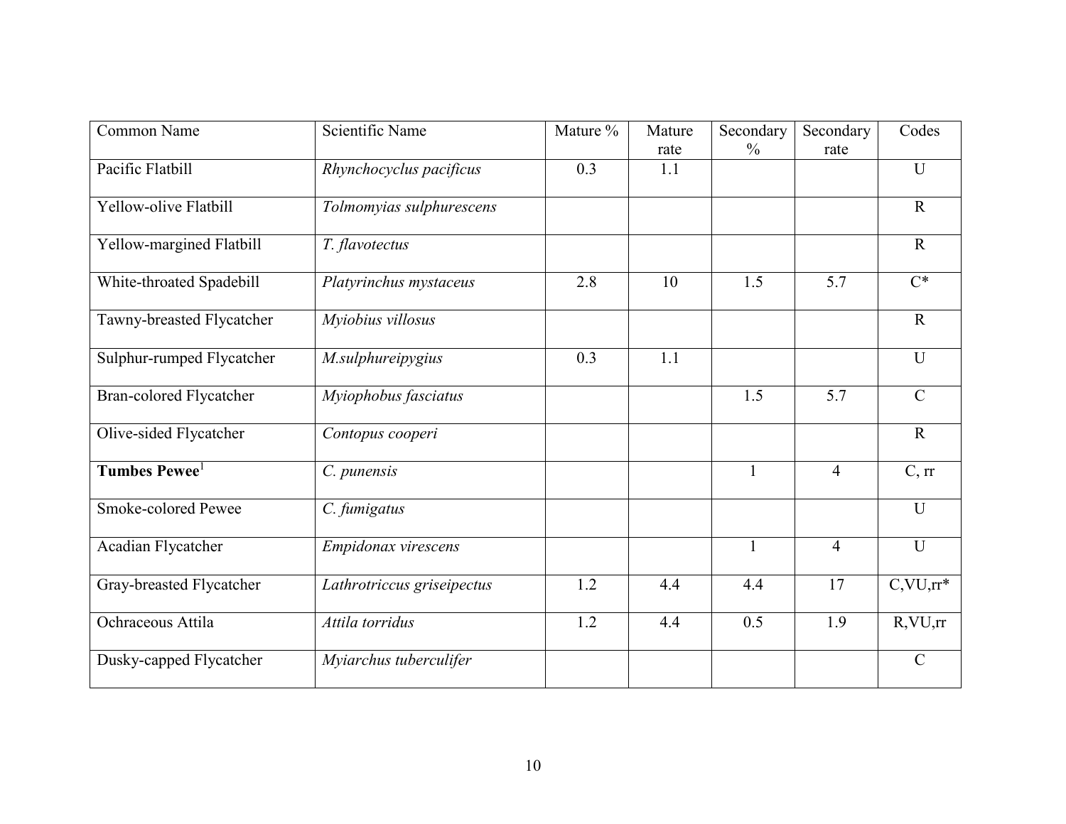| Common Name | Scientific Name | Mature % | Mature rate | Secondary % | Secondary rate | Codes |
|---|---|---|---|---|---|---|
| Pacific Flatbill | *Rhynchocyclus pacificus* | 0.3 | 1.1 | | | U |
| Yellow-olive Flatbill | *Tolmomyias sulphurescens* | | | | | R |
| Yellow-margined Flatbill | *T. flavotectus* | | | | | R |
| White-throated Spadebill | *Platyrinchus mystaceus* | 2.8 | 10 | 1.5 | 5.7 | C* |
| Tawny-breasted Flycatcher | *Myiobius villosus* | | | | | R |
| Sulphur-rumped Flycatcher | *M.sulphureipygius* | 0.3 | 1.1 | | | U |
| Bran-colored Flycatcher | *Myiophobus fasciatus* | | | 1.5 | 5.7 | C |
| Olive-sided Flycatcher | *Contopus cooperi* | | | | | R |
| **Tumbes Pewee**[1] | *C. punensis* | | | 1 | 4 | C, rr |
| Smoke-colored Pewee | *C. fumigatus* | | | | | U |
| Acadian Flycatcher | *Empidonax virescens* | | | 1 | 4 | U |
| Gray-breasted Flycatcher | *Lathrotriccus griseipectus* | 1.2 | 4.4 | 4.4 | 17 | C,VU,rr* |
| Ochraceous Attila | *Attila torridus* | 1.2 | 4.4 | 0.5 | 1.9 | R,VU,rr |
| Dusky-capped Flycatcher | *Myiarchus tuberculifer* | | | | | C |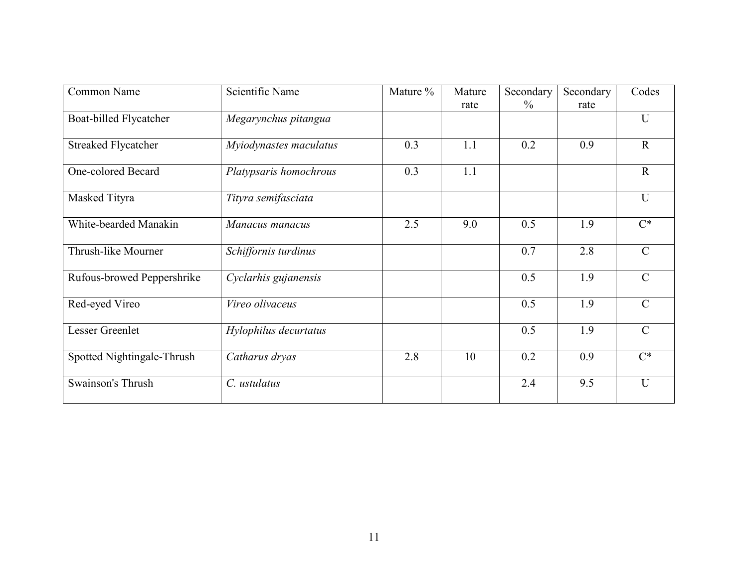| Common Name | Scientific Name | Mature % | Mature rate | Secondary % | Secondary rate | Codes |
|---|---|---|---|---|---|---|
| Boat-billed Flycatcher | *Megarynchus pitangua* | | | | | U |
| Streaked Flycatcher | *Myiodynastes maculatus* | 0.3 | 1.1 | 0.2 | 0.9 | R |
| One-colored Becard | *Platypsaris homochrous* | 0.3 | 1.1 | | | R |
| Masked Tityra | *Tityra semifasciata* | | | | | U |
| White-bearded Manakin | *Manacus manacus* | 2.5 | 9.0 | 0.5 | 1.9 | C* |
| Thrush-like Mourner | *Schiffornis turdinus* | | | 0.7 | 2.8 | C |
| Rufous-browed Peppershrike | *Cyclarhis gujanensis* | | | 0.5 | 1.9 | C |
| Red-eyed Vireo | *Vireo olivaceus* | | | 0.5 | 1.9 | C |
| Lesser Greenlet | *Hylophilus decurtatus* | | | 0.5 | 1.9 | C |
| Spotted Nightingale-Thrush | *Catharus dryas* | 2.8 | 10 | 0.2 | 0.9 | C* |
| Swainson's Thrush | *C. ustulatus* | | | 2.4 | 9.5 | U |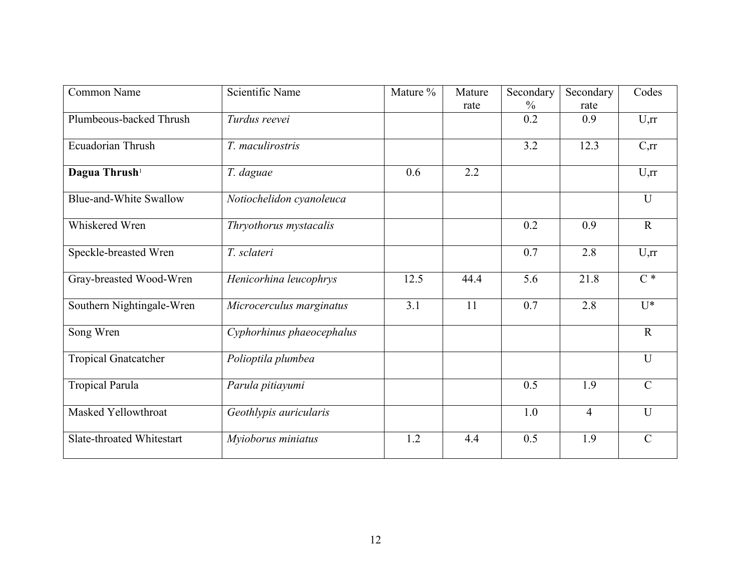| Common Name | Scientific Name | Mature % | Mature rate | Secondary % | Secondary rate | Codes |
|---|---|---|---|---|---|---|
| Plumbeous-backed Thrush | *Turdus reevei* | | | 0.2 | 0.9 | U,rr |
| Ecuadorian Thrush | *T. maculirostris* | | | 3.2 | 12.3 | C,rr |
| **Dagua Thrush**[1] | *T. daguae* | 0.6 | 2.2 | | | U,rr |
| Blue-and-White Swallow | *Notiochelidon cyanoleuca* | | | | | U |
| Whiskered Wren | *Thryothorus mystacalis* | | | 0.2 | 0.9 | R |
| Speckle-breasted Wren | *T. sclateri* | | | 0.7 | 2.8 | U,rr |
| Gray-breasted Wood-Wren | *Henicorhina leucophrys* | 12.5 | 44.4 | 5.6 | 21.8 | C * |
| Southern Nightingale-Wren | *Microcerculus marginatus* | 3.1 | 11 | 0.7 | 2.8 | U* |
| Song Wren | *Cyphorhinus phaeocephalus* | | | | | R |
| Tropical Gnatcatcher | *Polioptila plumbea* | | | | | U |
| Tropical Parula | *Parula pitiayumi* | | | 0.5 | 1.9 | C |
| Masked Yellowthroat | *Geothlypis auricularis* | | | 1.0 | 4 | U |
| Slate-throated Whitestart | *Myioborus miniatus* | 1.2 | 4.4 | 0.5 | 1.9 | C |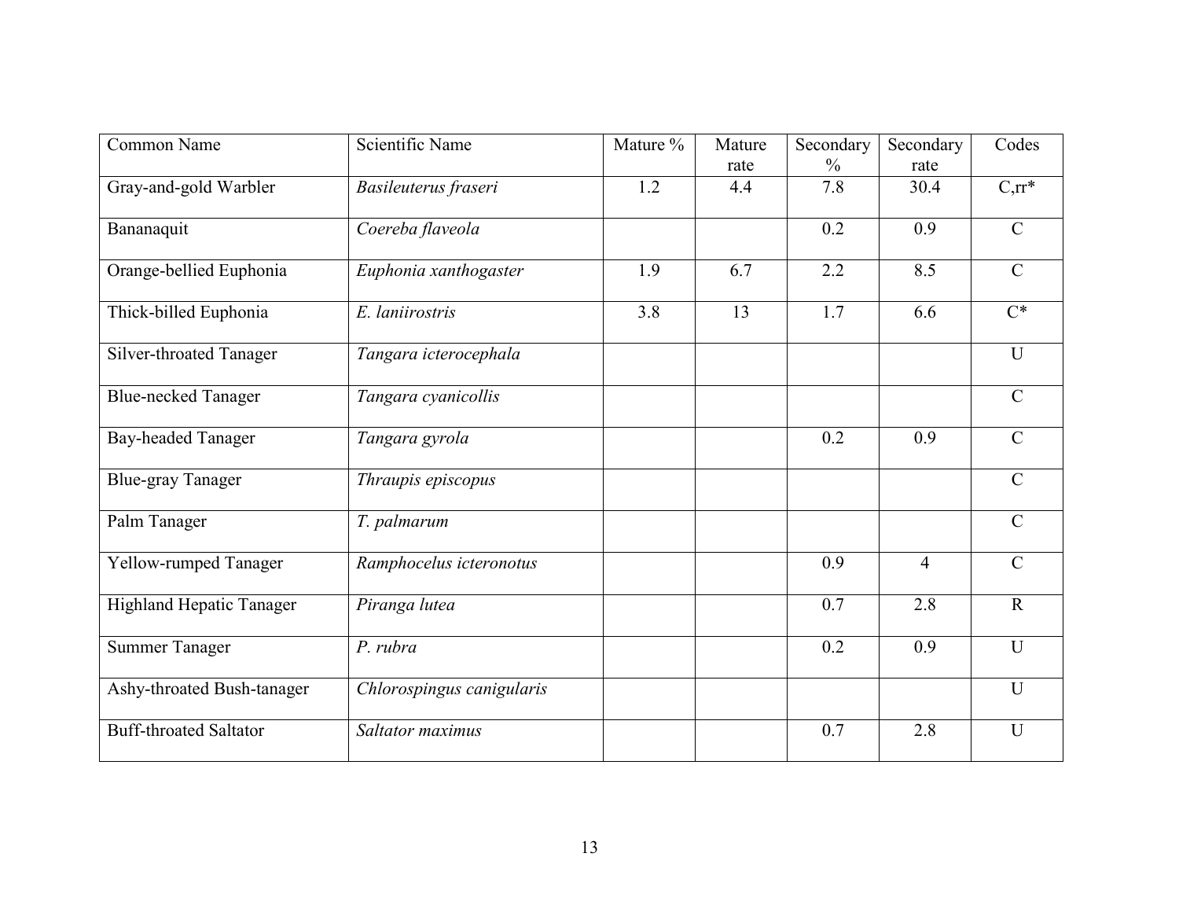| Common Name | Scientific Name | Mature % | Mature rate | Secondary % | Secondary rate | Codes |
| --- | --- | --- | --- | --- | --- | --- |
| Gray-and-gold Warbler | *Basileuterus fraseri* | 1.2 | 4.4 | 7.8 | 30.4 | C,rr* |
| Bananaquit | *Coereba flaveola* | | | 0.2 | 0.9 | C |
| Orange-bellied Euphonia | *Euphonia xanthogaster* | 1.9 | 6.7 | 2.2 | 8.5 | C |
| Thick-billed Euphonia | *E. laniirostris* | 3.8 | 13 | 1.7 | 6.6 | C* |
| Silver-throated Tanager | *Tangara icterocephala* | | | | | U |
| Blue-necked Tanager | *Tangara cyanicollis* | | | | | C |
| Bay-headed Tanager | *Tangara gyrola* | | | 0.2 | 0.9 | C |
| Blue-gray Tanager | *Thraupis episcopus* | | | | | C |
| Palm Tanager | *T. palmarum* | | | | | C |
| Yellow-rumped Tanager | *Ramphocelus icteronotus* | | | 0.9 | 4 | C |
| Highland Hepatic Tanager | *Piranga lutea* | | | 0.7 | 2.8 | R |
| Summer Tanager | *P. rubra* | | | 0.2 | 0.9 | U |
| Ashy-throated Bush-tanager | *Chlorospingus canigularis* | | | | | U |
| Buff-throated Saltator | *Saltator maximus* | | | 0.7 | 2.8 | U |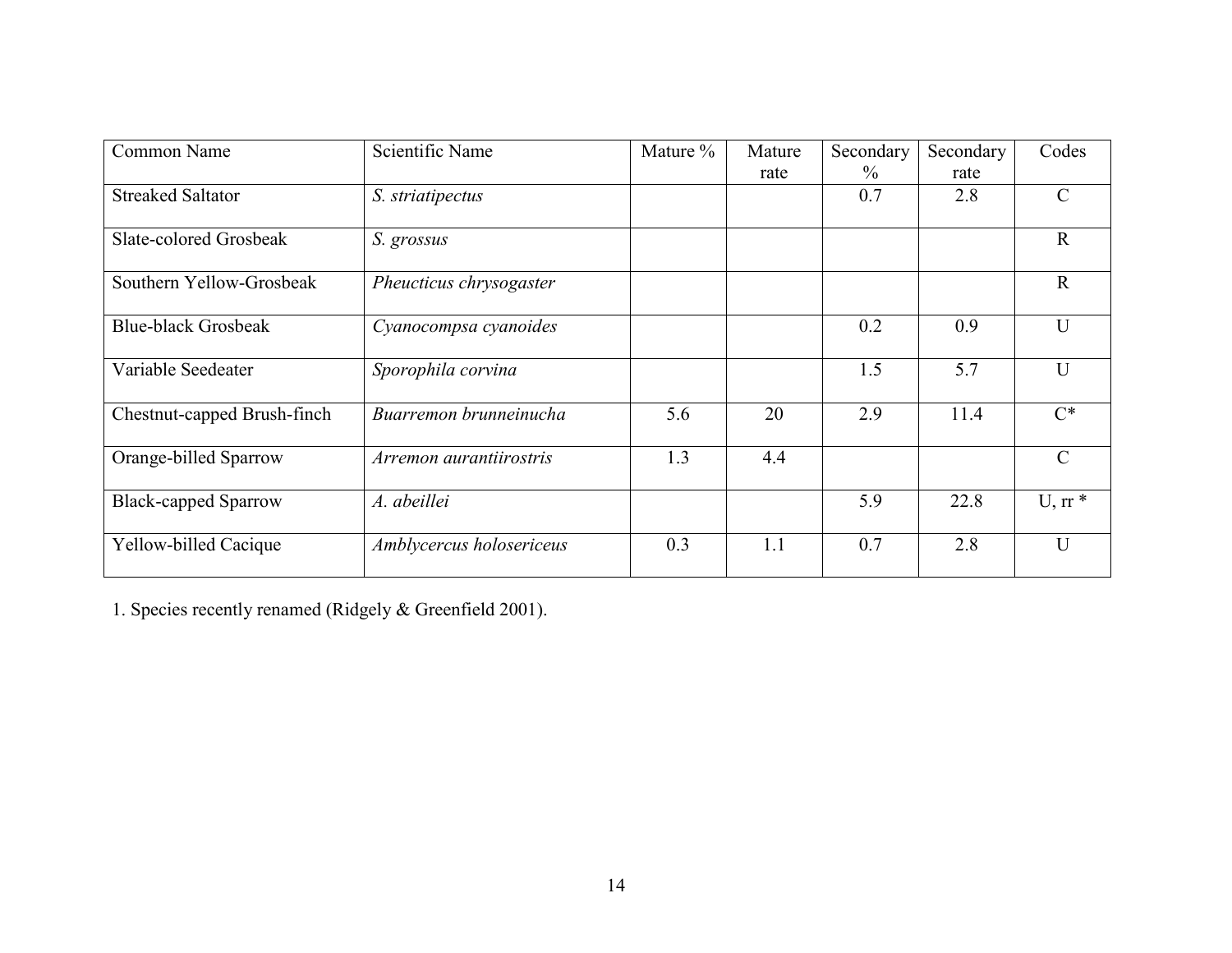| Common Name | Scientific Name | Mature % | Mature rate | Secondary % | Secondary rate | Codes |
|---|---|---|---|---|---|---|
| Streaked Saltator | *S. striatipectus* | | | 0.7 | 2.8 | C |
| Slate-colored Grosbeak | *S. grossus* | | | | | R |
| Southern Yellow-Grosbeak | *Pheucticus chrysogaster* | | | | | R |
| Blue-black Grosbeak | *Cyanocompsa cyanoides* | | | 0.2 | 0.9 | U |
| Variable Seedeater | *Sporophila corvina* | | | 1.5 | 5.7 | U |
| Chestnut-capped Brush-finch | *Buarremon brunneinucha* | 5.6 | 20 | 2.9 | 11.4 | C* |
| Orange-billed Sparrow | *Arremon aurantiirostris* | 1.3 | 4.4 | | | C |
| Black-capped Sparrow | *A. abeillei* | | | 5.9 | 22.8 | U, rr * |
| Yellow-billed Cacique | *Amblycercus holosericeus* | 0.3 | 1.1 | 0.7 | 2.8 | U |

1. Species recently renamed (Ridgely & Greenfield 2001).